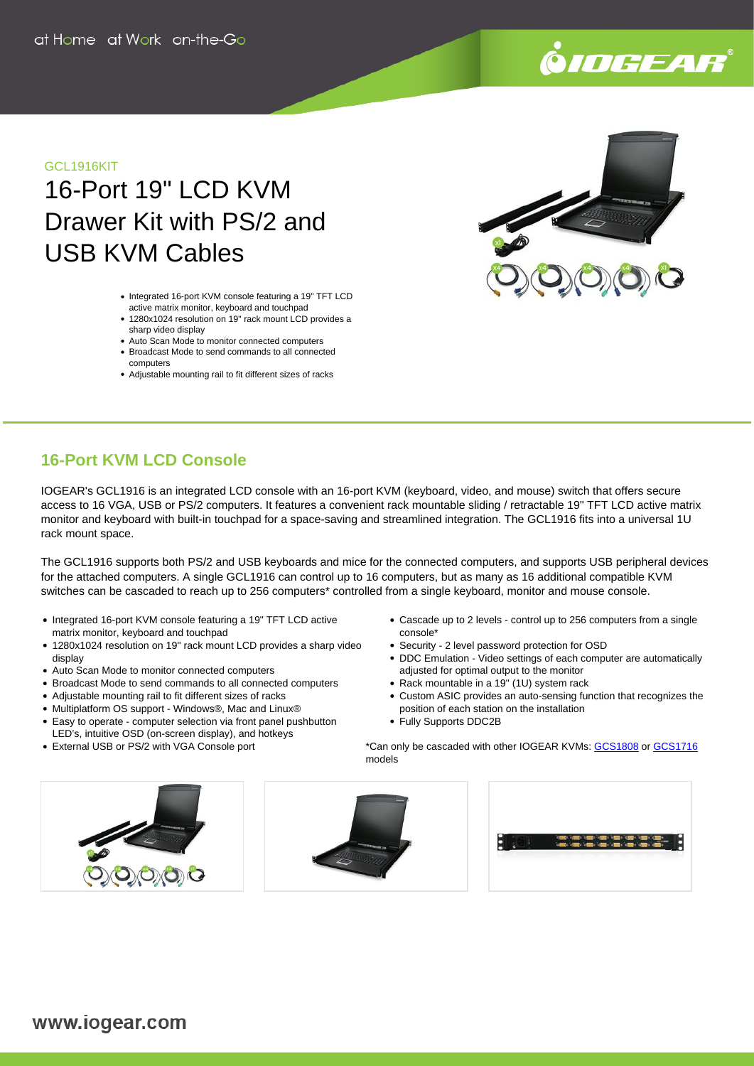at Home at Work on-the-Go

GCL1916KIT

# 16-Port 19" LCD KVM Drawer Kit with PS/2 and USB KVM Cables

- Integrated 16-port KVM console featuring a 19" TFT LCD active matrix monitor, keyboard and touchpad
- 1280x1024 resolution on 19" rack mount LCD provides a sharp video display
- Auto Scan Mode to monitor connected computers
- Broadcast Mode to send commands to all connected computers
- Adjustable mounting rail to fit different sizes of racks

## 16-Port KVM LCD Console

IOGEAR's GCL1916 is an integrated LCD console with an 16-port KVM (keyboard, video, and mouse) switch that offers secure access to 16 VGA, USB or PS/2 computers. It features a convenient rack mountable sliding / retractable 19" TFT LCD active matrix monitor and keyboard with built-in touchpad for a space-saving and streamlined integration. The GCL1916 fits into a universal 1U rack mount space.

The GCL1916 supports both PS/2 and USB keyboards and mice for the connected computers, and supports USB peripheral devices for the attached computers. A single GCL1916 can control up to 16 computers, but as many as 16 additional compatible KVM switches can be cascaded to reach up to 256 computers* controlled from a single keyboard, monitor and mouse console.

- Integrated 16-port KVM console featuring a 19" TFT LCD active matrix monitor, keyboard and touchpad
- 1280x1024 resolution on 19" rack mount LCD provides a sharp video display
- Auto Scan Mode to monitor connected computers
- Broadcast Mode to send commands to all connected computers
- Adjustable mounting rail to fit different sizes of racks
- Multiplatform OS support - Windows®, Mac and Linux®
- Easy to operate - computer selection via front panel pushbutton LED's, intuitive OSD (on-screen display), and hotkeys
- External USB or PS/2 with VGA Console port
- Cascade up to 2 levels - control up to 256 computers from a single console*
- Security - 2 level password protection for OSD
- DDC Emulation - Video settings of each computer are automatically adjusted for optimal output to the monitor
- Rack mountable in a 19" (1U) system rack
- Custom ASIC provides an auto-sensing function that recognizes the position of each station on the installation
- Fully Supports DDC2B

*Can only be cascaded with other IOGEAR KVMs: GCS1808 or GCS1716 models

www.iogear.com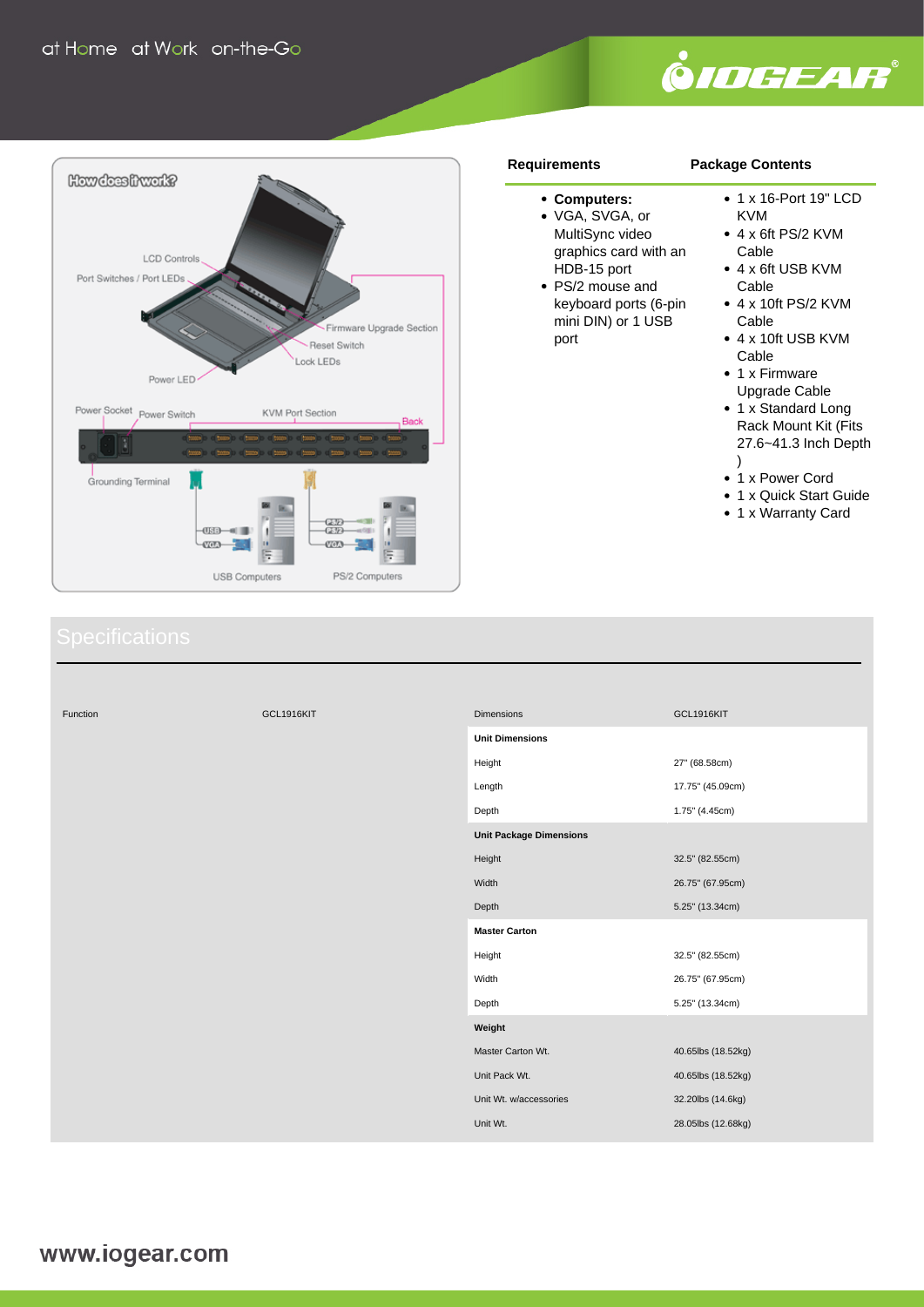at Home at Work on-the-Go

## Requirements

- **Computers:**
- VGA, SVGA, or MultiSync video graphics card with an HDB-15 port
- PS/2 mouse and keyboard ports (6-pin mini DIN) or 1 USB port

## Package Contents

- 1 x 16-Port 19" LCD KVM
- 4 x 6ft PS/2 KVM Cable
- 4 x 6ft USB KVM Cable
- 4 x 10ft PS/2 KVM Cable
- 4 x 10ft USB KVM Cable
- 1 x Firmware Upgrade Cable
- 1 x Standard Long Rack Mount Kit (Fits 27.6~41.3 Inch Depth )
- 1 x Power Cord
- 1 x Quick Start Guide
- 1 x Warranty Card

How does it work?

LCD Controls
Port Switches / Port LEDs
Firmware Upgrade Section
Reset Switch
Lock LEDs
Power LED
Power Socket
Power Switch
KVM Port Section
Back
Grounding Terminal
USB
VGA
PS/2
PS/2
VGA
USB Computers
PS/2 Computers

## Specifications

| Function | GCL1916KIT |
|---|---|

| Dimensions | GCL1916KIT |
|---|---|
| **Unit Dimensions** | |
| Height | 27" (68.58cm) |
| Length | 17.75" (45.09cm) |
| Depth | 1.75" (4.45cm) |
| **Unit Package Dimensions** | |
| Height | 32.5" (82.55cm) |
| Width | 26.75" (67.95cm) |
| Depth | 5.25" (13.34cm) |
| **Master Carton** | |
| Height | 32.5" (82.55cm) |
| Width | 26.75" (67.95cm) |
| Depth | 5.25" (13.34cm) |
| **Weight** | |
| Master Carton Wt. | 40.65lbs (18.52kg) |
| Unit Pack Wt. | 40.65lbs (18.52kg) |
| Unit Wt. w/accessories | 32.20lbs (14.6kg) |
| Unit Wt. | 28.05lbs (12.68kg) |

www.iogear.com